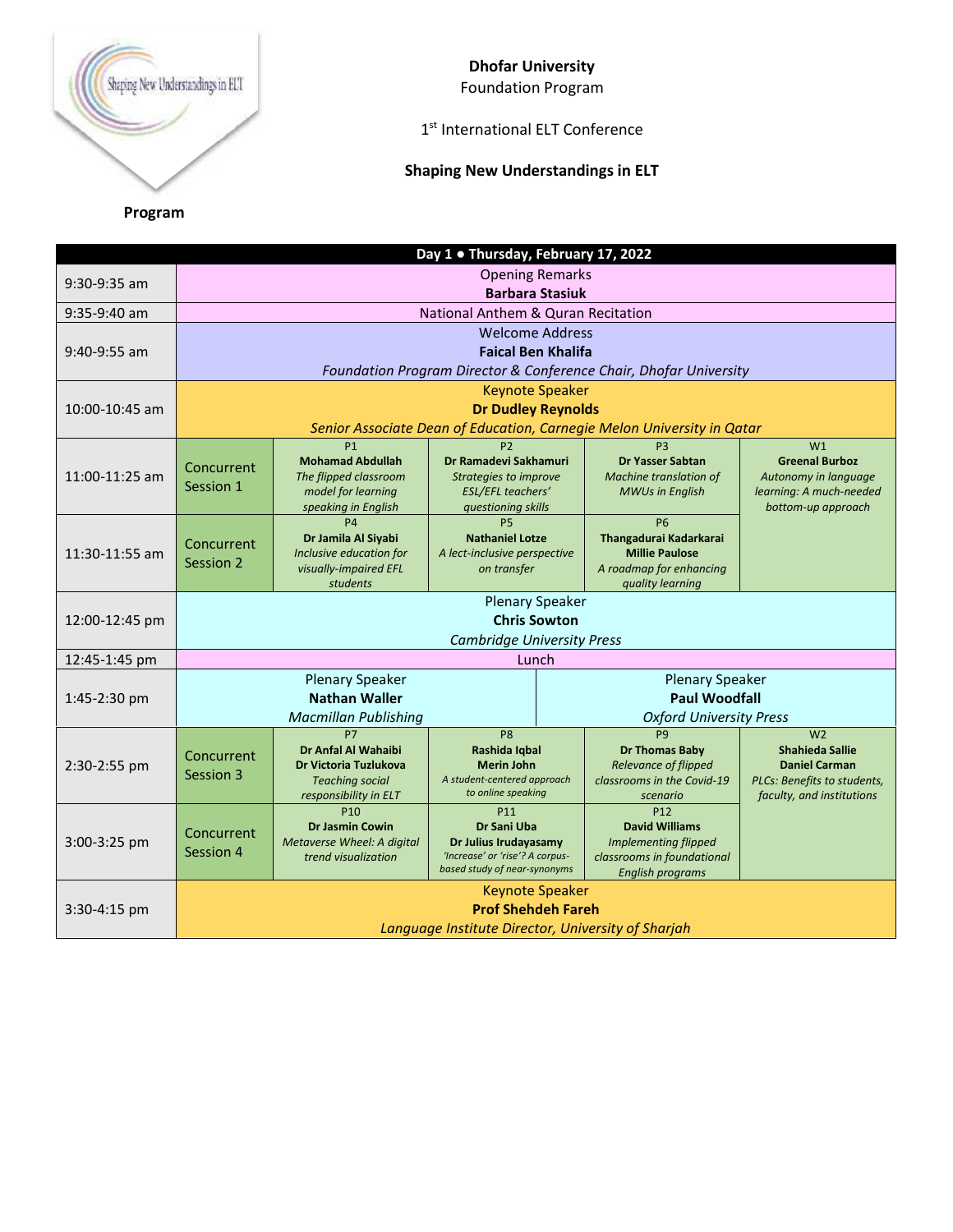**Dhofar University**
Foundation Program

1st International ELT Conference

# Shaping New Understandings in ELT

**Program**

| Day 1 • Thursday, February 17, 2022 | | | | | |
|---|---|---|---|---|---|
| 9:30-9:35 am | Opening Remarks<br>**Barbara Stasiuk** | | | | |
| 9:35-9:40 am | National Anthem & Quran Recitation | | | | |
| 9:40-9:55 am | Welcome Address<br>**Faical Ben Khalifa**<br>*Foundation Program Director & Conference Chair, Dhofar University* | | | | |
| 10:00-10:45 am | Keynote Speaker<br>**Dr Dudley Reynolds**<br>*Senior Associate Dean of Education, Carnegie Melon University in Qatar* | | | | |
| 11:00-11:25 am | Concurrent Session 1 | P1<br>**Mohamad Abdullah**<br>*The flipped classroom model for learning speaking in English* | P2<br>**Dr Ramadevi Sakhamuri**<br>*Strategies to improve ESL/EFL teachers' questioning skills* | P3<br>**Dr Yasser Sabtan**<br>*Machine translation of MWUs in English* | W1<br>**Greenal Burboz**<br>*Autonomy in language learning: A much-needed bottom-up approach* |
| 11:30-11:55 am | Concurrent Session 2 | P4<br>**Dr Jamila Al Siyabi**<br>*Inclusive education for visually-impaired EFL students* | P5<br>**Nathaniel Lotze**<br>*A lect-inclusive perspective on transfer* | P6<br>**Thangadurai Kadarkarai**<br>**Millie Paulose**<br>*A roadmap for enhancing quality learning* | |
| 12:00-12:45 pm | Plenary Speaker<br>**Chris Sowton**<br>*Cambridge University Press* | | | | |
| 12:45-1:45 pm | Lunch | | | | |
| 1:45-2:30 pm | Plenary Speaker<br>**Nathan Waller**<br>*Macmillan Publishing* | | | Plenary Speaker<br>**Paul Woodfall**<br>*Oxford University Press* | |
| 2:30-2:55 pm | Concurrent Session 3 | P7<br>**Dr Anfal Al Wahaibi**<br>**Dr Victoria Tuzlukova**<br>*Teaching social responsibility in ELT* | P8<br>**Rashida Iqbal**<br>**Merin John**<br>*A student-centered approach to online speaking* | P9<br>**Dr Thomas Baby**<br>*Relevance of flipped classrooms in the Covid-19 scenario* | W2<br>**Shahieda Sallie**<br>**Daniel Carman**<br>*PLCs: Benefits to students, faculty, and institutions* |
| 3:00-3:25 pm | Concurrent Session 4 | P10<br>**Dr Jasmin Cowin**<br>*Metaverse Wheel: A digital trend visualization* | P11<br>**Dr Sani Uba**<br>**Dr Julius Irudayasamy**<br>*'Increase' or 'rise'? A corpus-based study of near-synonyms* | P12<br>**David Williams**<br>*Implementing flipped classrooms in foundational English programs* | |
| 3:30-4:15 pm | Keynote Speaker<br>**Prof Shehdeh Fareh**<br>*Language Institute Director, University of Sharjah* | | | | |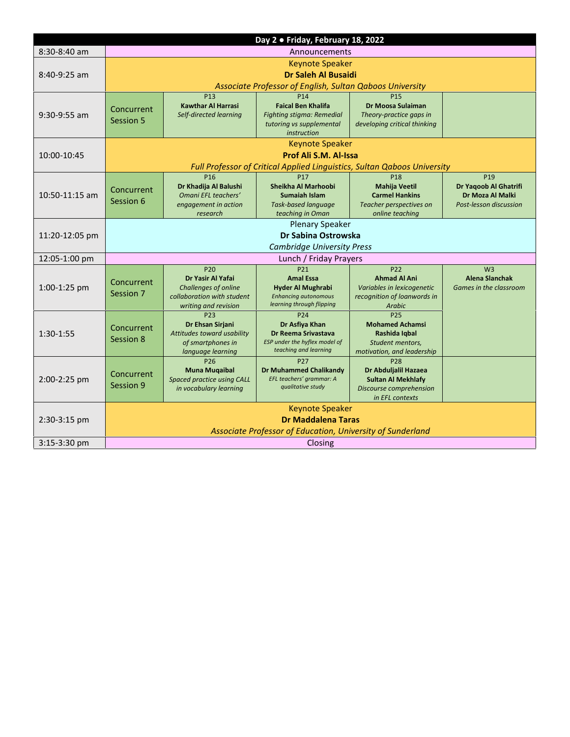| Day 2 ● Friday, February 18, 2022 | | | | | |
|---|---|---|---|---|---|
| 8:30-8:40 am | Announcements | | | | |
| 8:40-9:25 am | Keynote Speaker **Dr Saleh Al Busaidi** *Associate Professor of English, Sultan Qaboos University* | | | | |
| 9:30-9:55 am | Concurrent Session 5 | P13 **Kawthar Al Harrasi** *Self-directed learning* | P14 **Faical Ben Khalifa** *Fighting stigma: Remedial tutoring vs supplemental instruction* | P15 **Dr Moosa Sulaiman** *Theory-practice gaps in developing critical thinking* | |
| 10:00-10:45 | Keynote Speaker **Prof Ali S.M. Al-Issa** *Full Professor of Critical Applied Linguistics, Sultan Qaboos University* | | | | |
| 10:50-11:15 am | Concurrent Session 6 | P16 **Dr Khadija Al Balushi** *Omani EFL teachers' engagement in action research* | P17 **Sheikha Al Marhoobi** **Sumaiah Islam** *Task-based language teaching in Oman* | P18 **Mahija Veetil** **Carmel Hankins** *Teacher perspectives on online teaching* | P19 **Dr Yaqoob Al Ghatrifi** **Dr Moza Al Malki** *Post-lesson discussion* |
| 11:20-12:05 pm | Plenary Speaker **Dr Sabina Ostrowska** *Cambridge University Press* | | | | |
| 12:05-1:00 pm | Lunch / Friday Prayers | | | | |
| 1:00-1:25 pm | Concurrent Session 7 | P20 **Dr Yasir Al Yafai** *Challenges of online collaboration with student writing and revision* | P21 **Amal Essa** **Hyder Al Mughrabi** *Enhancing autonomous learning through flipping* | P22 **Ahmad Al Ani** *Variables in lexicogenetic recognition of loanwords in Arabic* | W3 **Alena Slanchak** *Games in the classroom* |
| 1:30-1:55 | Concurrent Session 8 | P23 **Dr Ehsan Sirjani** *Attitudes toward usability of smartphones in language learning* | P24 **Dr Asfiya Khan** **Dr Reema Srivastava** *ESP under the hyflex model of teaching and learning* | P25 **Mohamed Achamsi** **Rashida Iqbal** *Student mentors, motivation, and leadership* | |
| 2:00-2:25 pm | Concurrent Session 9 | P26 **Muna Muqaibal** *Spaced practice using CALL in vocabulary learning* | P27 **Dr Muhammed Chalikandy** *EFL teachers' grammar: A qualitative study* | P28 **Dr Abduljalil Hazaea** **Sultan Al Mekhlafy** *Discourse comprehension in EFL contexts* | |
| 2:30-3:15 pm | Keynote Speaker **Dr Maddalena Taras** *Associate Professor of Education, University of Sunderland* | | | | |
| 3:15-3:30 pm | Closing | | | | |